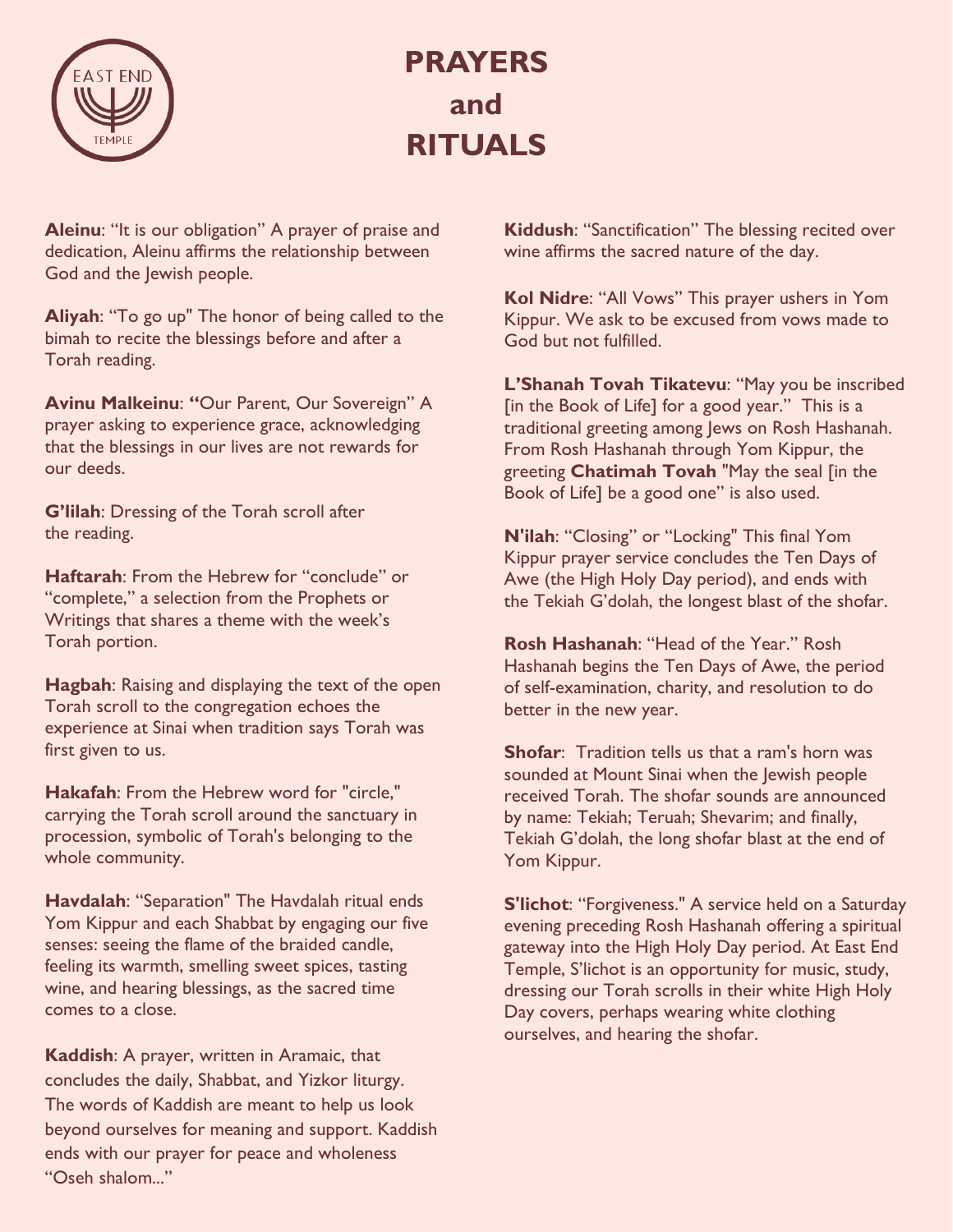# PRAYERS and RITUALS

**Aleinu**: "It is our obligation" A prayer of praise and dedication, Aleinu affirms the relationship between God and the Jewish people.

**Aliyah**: "To go up" The honor of being called to the bimah to recite the blessings before and after a Torah reading.

**Avinu Malkeinu**: **"**Our Parent, Our Sovereign" A prayer asking to experience grace, acknowledging that the blessings in our lives are not rewards for our deeds.

**G'lilah**: Dressing of the Torah scroll after the reading.

**Haftarah**: From the Hebrew for "conclude" or "complete," a selection from the Prophets or Writings that shares a theme with the week's Torah portion.

**Hagbah**: Raising and displaying the text of the open Torah scroll to the congregation echoes the experience at Sinai when tradition says Torah was first given to us.

**Hakafah**: From the Hebrew word for "circle," carrying the Torah scroll around the sanctuary in procession, symbolic of Torah's belonging to the whole community.

**Havdalah**: "Separation" The Havdalah ritual ends Yom Kippur and each Shabbat by engaging our five senses: seeing the flame of the braided candle, feeling its warmth, smelling sweet spices, tasting wine, and hearing blessings, as the sacred time comes to a close.

**Kaddish**: A prayer, written in Aramaic, that concludes the daily, Shabbat, and Yizkor liturgy. The words of Kaddish are meant to help us look beyond ourselves for meaning and support. Kaddish ends with our prayer for peace and wholeness "Oseh shalom..."

**Kiddush**: "Sanctification" The blessing recited over wine affirms the sacred nature of the day.

**Kol Nidre**: "All Vows" This prayer ushers in Yom Kippur. We ask to be excused from vows made to God but not fulfilled.

**L'Shanah Tovah Tikatevu**: "May you be inscribed [in the Book of Life] for a good year." This is a traditional greeting among Jews on Rosh Hashanah. From Rosh Hashanah through Yom Kippur, the greeting **Chatimah Tovah** "May the seal [in the Book of Life] be a good one" is also used.

**N'ilah**: "Closing" or "Locking" This final Yom Kippur prayer service concludes the Ten Days of Awe (the High Holy Day period), and ends with the Tekiah G'dolah, the longest blast of the shofar.

**Rosh Hashanah**: "Head of the Year." Rosh Hashanah begins the Ten Days of Awe, the period of self-examination, charity, and resolution to do better in the new year.

**Shofar**: Tradition tells us that a ram's horn was sounded at Mount Sinai when the Jewish people received Torah. The shofar sounds are announced by name: Tekiah; Teruah; Shevarim; and finally, Tekiah G'dolah, the long shofar blast at the end of Yom Kippur.

**S'lichot**: "Forgiveness." A service held on a Saturday evening preceding Rosh Hashanah offering a spiritual gateway into the High Holy Day period. At East End Temple, S'lichot is an opportunity for music, study, dressing our Torah scrolls in their white High Holy Day covers, perhaps wearing white clothing ourselves, and hearing the shofar.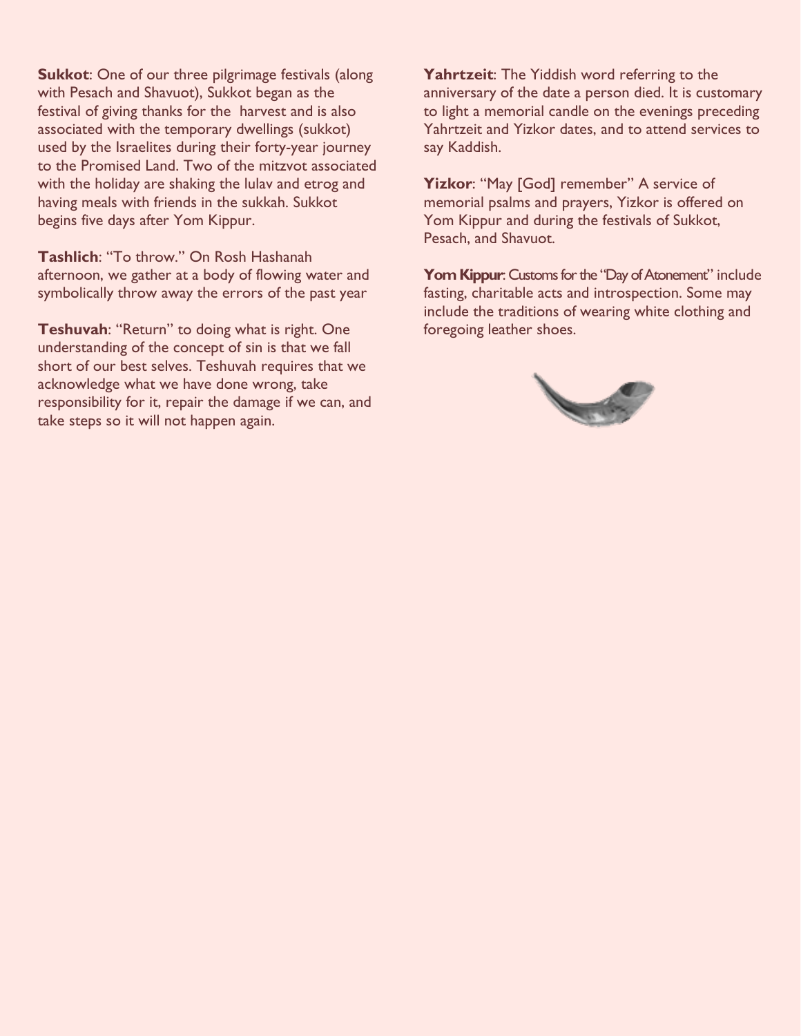**Sukkot**: One of our three pilgrimage festivals (along with Pesach and Shavuot), Sukkot began as the festival of giving thanks for the harvest and is also associated with the temporary dwellings (sukkot) used by the Israelites during their forty-year journey to the Promised Land. Two of the mitzvot associated with the holiday are shaking the lulav and etrog and having meals with friends in the sukkah. Sukkot begins five days after Yom Kippur.

**Tashlich**: "To throw." On Rosh Hashanah afternoon, we gather at a body of flowing water and symbolically throw away the errors of the past year

**Teshuvah**: "Return" to doing what is right. One understanding of the concept of sin is that we fall short of our best selves. Teshuvah requires that we acknowledge what we have done wrong, take responsibility for it, repair the damage if we can, and take steps so it will not happen again.

**Yahrtzeit**: The Yiddish word referring to the anniversary of the date a person died. It is customary to light a memorial candle on the evenings preceding Yahrtzeit and Yizkor dates, and to attend services to say Kaddish.

**Yizkor**: "May [God] remember" A service of memorial psalms and prayers, Yizkor is offered on Yom Kippur and during the festivals of Sukkot, Pesach, and Shavuot.

**Yom Kippur**: Customs for the "Day of Atonement" include fasting, charitable acts and introspection. Some may include the traditions of wearing white clothing and foregoing leather shoes.